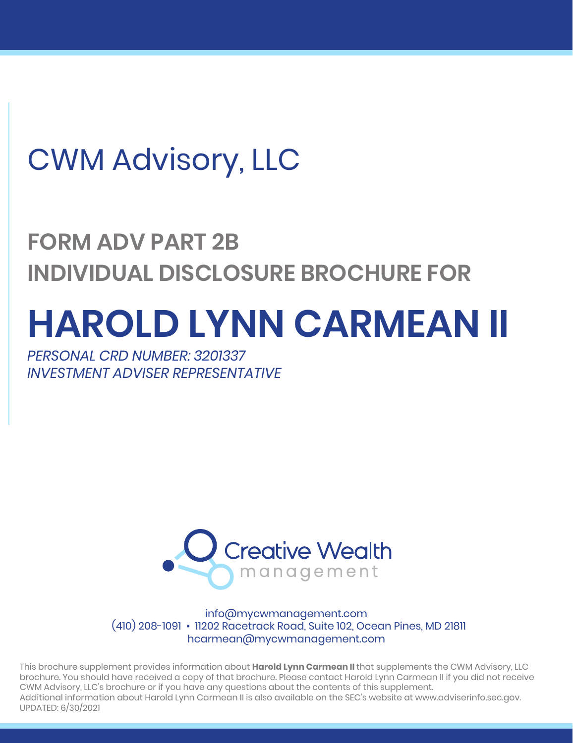# CWM Advisory, LLC

## FORM ADV PART 2B
## INDIVIDUAL DISCLOSURE BROCHURE FOR

# HAROLD LYNN CARMEAN II

*PERSONAL CRD NUMBER: 3201337*
*INVESTMENT ADVISER REPRESENTATIVE*

Creative Wealth management

info@mycwmanagement.com
(410) 208-1091 • 11202 Racetrack Road, Suite 102, Ocean Pines, MD 21811
hcarmean@mycwmanagement.com

This brochure supplement provides information about **Harold Lynn Carmean II** that supplements the CWM Advisory, LLC brochure. You should have received a copy of that brochure. Please contact Harold Lynn Carmean II if you did not receive CWM Advisory, LLC's brochure or if you have any questions about the contents of this supplement.
Additional information about Harold Lynn Carmean II is also available on the SEC's website at www.adviserinfo.sec.gov.
UPDATED: 6/30/2021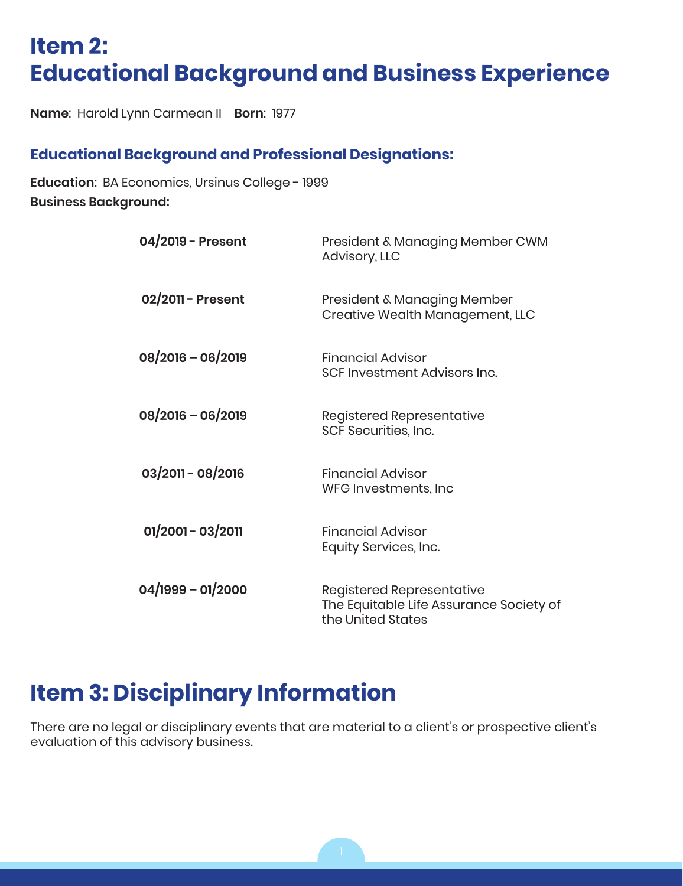# Item 2:
# Educational Background and Business Experience

**Name**: Harold Lynn Carmean II **Born**: 1977

### Educational Background and Professional Designations:

**Education:** BA Economics, Ursinus College - 1999

**Business Background:**

| | |
|---|---|
| **04/2019 - Present** | President & Managing Member CWM Advisory, LLC |
| **02/2011 - Present** | President & Managing Member Creative Wealth Management, LLC |
| **08/2016 – 06/2019** | Financial Advisor SCF Investment Advisors Inc. |
| **08/2016 – 06/2019** | Registered Representative SCF Securities, Inc. |
| **03/2011 - 08/2016** | Financial Advisor WFG Investments, Inc |
| **01/2001 - 03/2011** | Financial Advisor Equity Services, Inc. |
| **04/1999 – 01/2000** | Registered Representative The Equitable Life Assurance Society of the United States |

# Item 3: Disciplinary Information

There are no legal or disciplinary events that are material to a client's or prospective client's evaluation of this advisory business.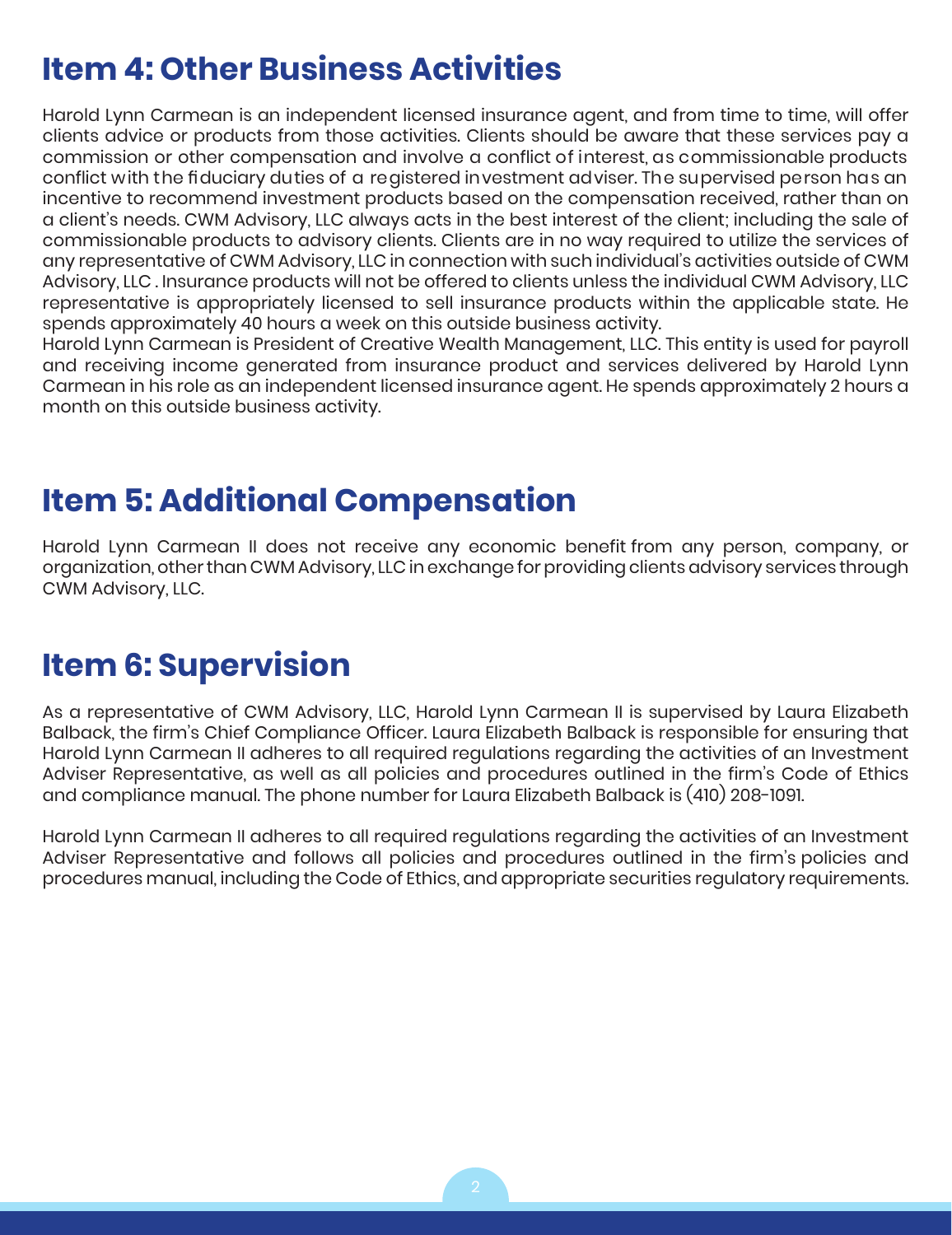## Item 4: Other Business Activities

Harold Lynn Carmean is an independent licensed insurance agent, and from time to time, will offer clients advice or products from those activities. Clients should be aware that these services pay a commission or other compensation and involve a conflict of interest, as commissionable products conflict with the fiduciary duties of a registered investment adviser. The supervised person has an incentive to recommend investment products based on the compensation received, rather than on a client's needs. CWM Advisory, LLC always acts in the best interest of the client; including the sale of commissionable products to advisory clients. Clients are in no way required to utilize the services of any representative of CWM Advisory, LLC in connection with such individual's activities outside of CWM Advisory, LLC . Insurance products will not be offered to clients unless the individual CWM Advisory, LLC representative is appropriately licensed to sell insurance products within the applicable state. He spends approximately 40 hours a week on this outside business activity.

Harold Lynn Carmean is President of Creative Wealth Management, LLC. This entity is used for payroll and receiving income generated from insurance product and services delivered by Harold Lynn Carmean in his role as an independent licensed insurance agent. He spends approximately 2 hours a month on this outside business activity.

## Item 5: Additional Compensation

Harold Lynn Carmean II does not receive any economic benefit from any person, company, or organization, other than CWM Advisory, LLC in exchange for providing clients advisory services through CWM Advisory, LLC.

## Item 6: Supervision

As a representative of CWM Advisory, LLC, Harold Lynn Carmean II is supervised by Laura Elizabeth Balback, the firm's Chief Compliance Officer. Laura Elizabeth Balback is responsible for ensuring that Harold Lynn Carmean II adheres to all required regulations regarding the activities of an Investment Adviser Representative, as well as all policies and procedures outlined in the firm's Code of Ethics and compliance manual. The phone number for Laura Elizabeth Balback is (410) 208-1091.

Harold Lynn Carmean II adheres to all required regulations regarding the activities of an Investment Adviser Representative and follows all policies and procedures outlined in the firm's policies and procedures manual, including the Code of Ethics, and appropriate securities regulatory requirements.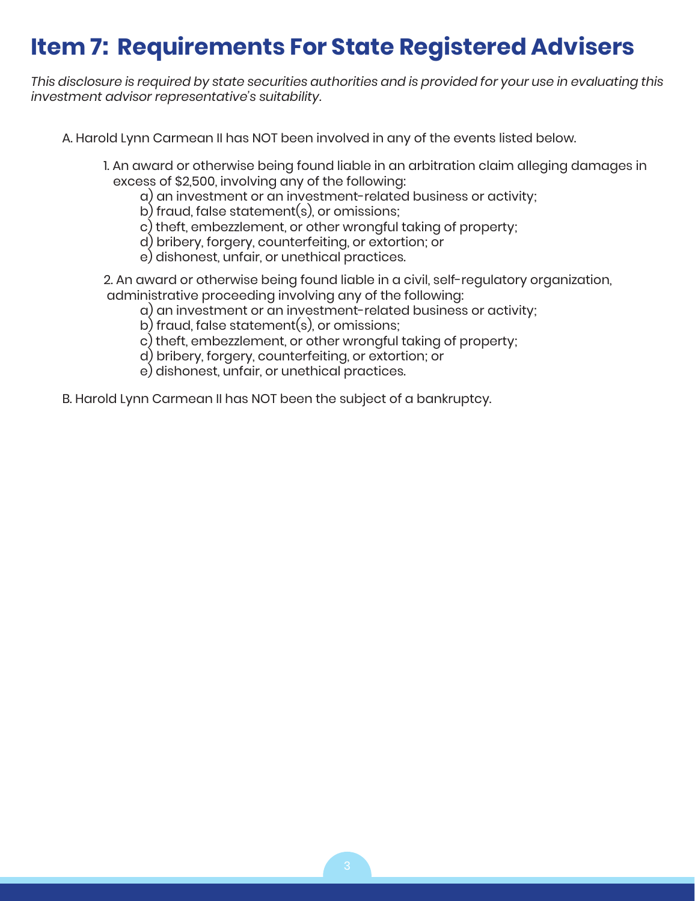# Item 7: Requirements For State Registered Advisers

*This disclosure is required by state securities authorities and is provided for your use in evaluating this investment advisor representative's suitability.*

A. Harold Lynn Carmean II has NOT been involved in any of the events listed below.

1. An award or otherwise being found liable in an arbitration claim alleging damages in excess of $2,500, involving any of the following:
   - a) an investment or an investment-related business or activity;
   - b) fraud, false statement(s), or omissions;
   - c) theft, embezzlement, or other wrongful taking of property;
   - d) bribery, forgery, counterfeiting, or extortion; or
   - e) dishonest, unfair, or unethical practices.

2. An award or otherwise being found liable in a civil, self-regulatory organization, administrative proceeding involving any of the following:
   - a) an investment or an investment-related business or activity;
   - b) fraud, false statement(s), or omissions;
   - c) theft, embezzlement, or other wrongful taking of property;
   - d) bribery, forgery, counterfeiting, or extortion; or
   - e) dishonest, unfair, or unethical practices.

B. Harold Lynn Carmean II has NOT been the subject of a bankruptcy.